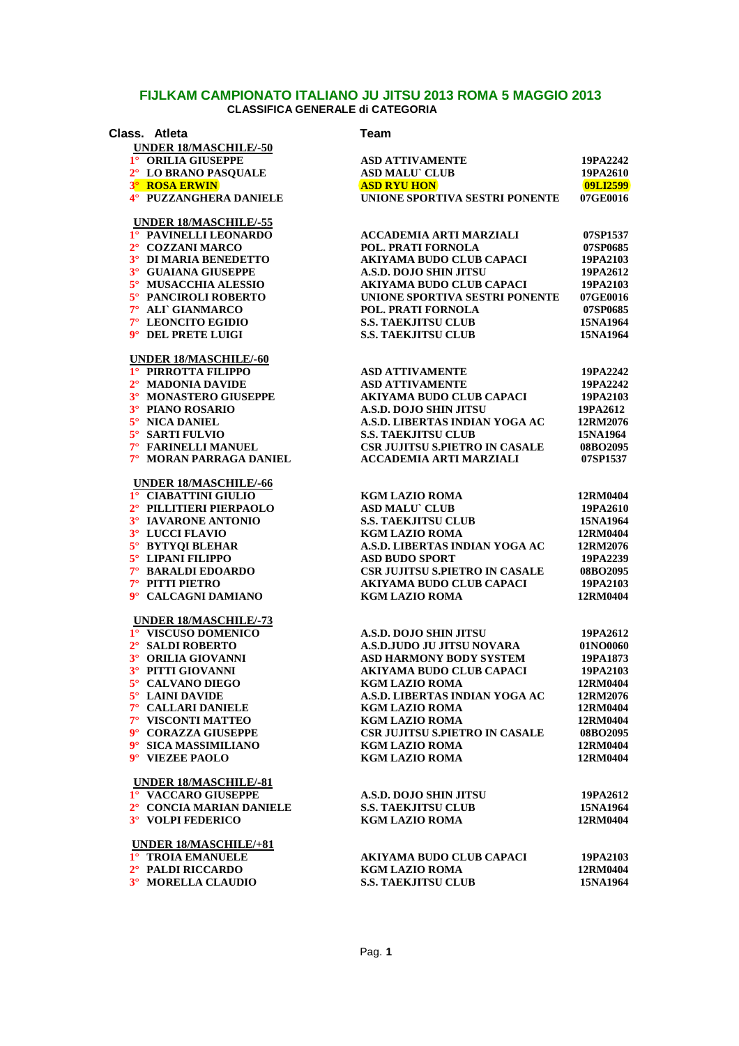# FIJLKAM CAMPIONATO ITALIANO JU JITSU 2013 ROMA 5 MAGGIO 2013

## CLASSIFICA GENERALE di CATEGORIA

| Class. | Atleta | Team | |
|---|---|---|---|
| | **UNDER 18/MASCHILE/-50** | | |
| 1° | ORILIA GIUSEPPE | ASD ATTIVAMENTE | 19PA2242 |
| 2° | LO BRANO PASQUALE | ASD MALU` CLUB | 19PA2610 |
| 3° | ROSA ERWIN | ASD RYU HON | 09LI2599 |
| 4° | PUZZANGHERA DANIELE | UNIONE SPORTIVA SESTRI PONENTE | 07GE0016 |
| | **UNDER 18/MASCHILE/-55** | | |
| 1° | PAVINELLI LEONARDO | ACCADEMIA ARTI MARZIALI | 07SP1537 |
| 2° | COZZANI MARCO | POL. PRATI FORNOLA | 07SP0685 |
| 3° | DI MARIA BENEDETTO | AKIYAMA BUDO CLUB CAPACI | 19PA2103 |
| 3° | GUAIANA GIUSEPPE | A.S.D. DOJO SHIN JITSU | 19PA2612 |
| 5° | MUSACCHIA ALESSIO | AKIYAMA BUDO CLUB CAPACI | 19PA2103 |
| 5° | PANCIROLI ROBERTO | UNIONE SPORTIVA SESTRI PONENTE | 07GE0016 |
| 7° | ALI` GIANMARCO | POL. PRATI FORNOLA | 07SP0685 |
| 7° | LEONCITO EGIDIO | S.S. TAEKJITSU CLUB | 15NA1964 |
| 9° | DEL PRETE LUIGI | S.S. TAEKJITSU CLUB | 15NA1964 |
| | **UNDER 18/MASCHILE/-60** | | |
| 1° | PIRROTTA FILIPPO | ASD ATTIVAMENTE | 19PA2242 |
| 2° | MADONIA DAVIDE | ASD ATTIVAMENTE | 19PA2242 |
| 3° | MONASTERO GIUSEPPE | AKIYAMA BUDO CLUB CAPACI | 19PA2103 |
| 3° | PIANO ROSARIO | A.S.D. DOJO SHIN JITSU | 19PA2612 |
| 5° | NICA DANIEL | A.S.D. LIBERTAS INDIAN YOGA AC | 12RM2076 |
| 5° | SARTI FULVIO | S.S. TAEKJITSU CLUB | 15NA1964 |
| 7° | FARINELLI MANUEL | CSR JUJITSU S.PIETRO IN CASALE | 08BO2095 |
| 7° | MORAN PARRAGA DANIEL | ACCADEMIA ARTI MARZIALI | 07SP1537 |
| | **UNDER 18/MASCHILE/-66** | | |
| 1° | CIABATTINI GIULIO | KGM LAZIO ROMA | 12RM0404 |
| 2° | PILLITIERI PIERPAOLO | ASD MALU` CLUB | 19PA2610 |
| 3° | IAVARONE ANTONIO | S.S. TAEKJITSU CLUB | 15NA1964 |
| 3° | LUCCI FLAVIO | KGM LAZIO ROMA | 12RM0404 |
| 5° | BYTYQI BLEHAR | A.S.D. LIBERTAS INDIAN YOGA AC | 12RM2076 |
| 5° | LIPANI FILIPPO | ASD BUDO SPORT | 19PA2239 |
| 7° | BARALDI EDOARDO | CSR JUJITSU S.PIETRO IN CASALE | 08BO2095 |
| 7° | PITTI PIETRO | AKIYAMA BUDO CLUB CAPACI | 19PA2103 |
| 9° | CALCAGNI DAMIANO | KGM LAZIO ROMA | 12RM0404 |
| | **UNDER 18/MASCHILE/-73** | | |
| 1° | VISCUSO DOMENICO | A.S.D. DOJO SHIN JITSU | 19PA2612 |
| 2° | SALDI ROBERTO | A.S.D.JUDO JU JITSU NOVARA | 01NO0060 |
| 3° | ORILIA GIOVANNI | ASD HARMONY BODY SYSTEM | 19PA1873 |
| 3° | PITTI GIOVANNI | AKIYAMA BUDO CLUB CAPACI | 19PA2103 |
| 5° | CALVANO DIEGO | KGM LAZIO ROMA | 12RM0404 |
| 5° | LAINI DAVIDE | A.S.D. LIBERTAS INDIAN YOGA AC | 12RM2076 |
| 7° | CALLARI DANIELE | KGM LAZIO ROMA | 12RM0404 |
| 7° | VISCONTI MATTEO | KGM LAZIO ROMA | 12RM0404 |
| 9° | CORAZZA GIUSEPPE | CSR JUJITSU S.PIETRO IN CASALE | 08BO2095 |
| 9° | SICA MASSIMILIANO | KGM LAZIO ROMA | 12RM0404 |
| 9° | VIEZEE PAOLO | KGM LAZIO ROMA | 12RM0404 |
| | **UNDER 18/MASCHILE/-81** | | |
| 1° | VACCARO GIUSEPPE | A.S.D. DOJO SHIN JITSU | 19PA2612 |
| 2° | CONCIA MARIAN DANIELE | S.S. TAEKJITSU CLUB | 15NA1964 |
| 3° | VOLPI FEDERICO | KGM LAZIO ROMA | 12RM0404 |
| | **UNDER 18/MASCHILE/+81** | | |
| 1° | TROIA EMANUELE | AKIYAMA BUDO CLUB CAPACI | 19PA2103 |
| 2° | PALDI RICCARDO | KGM LAZIO ROMA | 12RM0404 |
| 3° | MORELLA CLAUDIO | S.S. TAEKJITSU CLUB | 15NA1964 |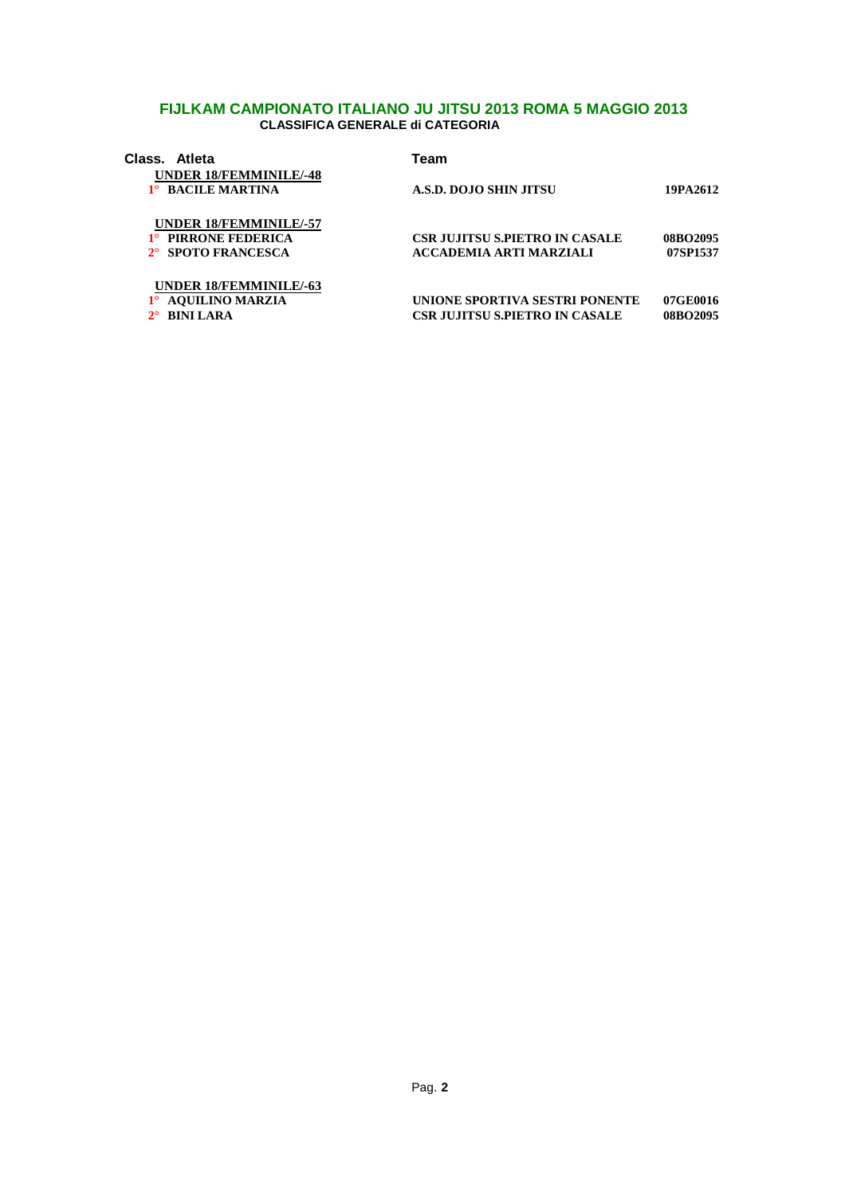**FIJLKAM CAMPIONATO ITALIANO JU JITSU 2013 ROMA 5 MAGGIO 2013**
**CLASSIFICA GENERALE di CATEGORIA**

| Class. | Atleta | Team | |
|---|---|---|---|
| | **UNDER 18/FEMMINILE/-48** | | |
| 1° | BACILE MARTINA | A.S.D. DOJO SHIN JITSU | 19PA2612 |
| | **UNDER 18/FEMMINILE/-57** | | |
| 1° | PIRRONE FEDERICA | CSR JUJITSU S.PIETRO IN CASALE | 08BO2095 |
| 2° | SPOTO FRANCESCA | ACCADEMIA ARTI MARZIALI | 07SP1537 |
| | **UNDER 18/FEMMINILE/-63** | | |
| 1° | AQUILINO MARZIA | UNIONE SPORTIVA SESTRI PONENTE | 07GE0016 |
| 2° | BINI LARA | CSR JUJITSU S.PIETRO IN CASALE | 08BO2095 |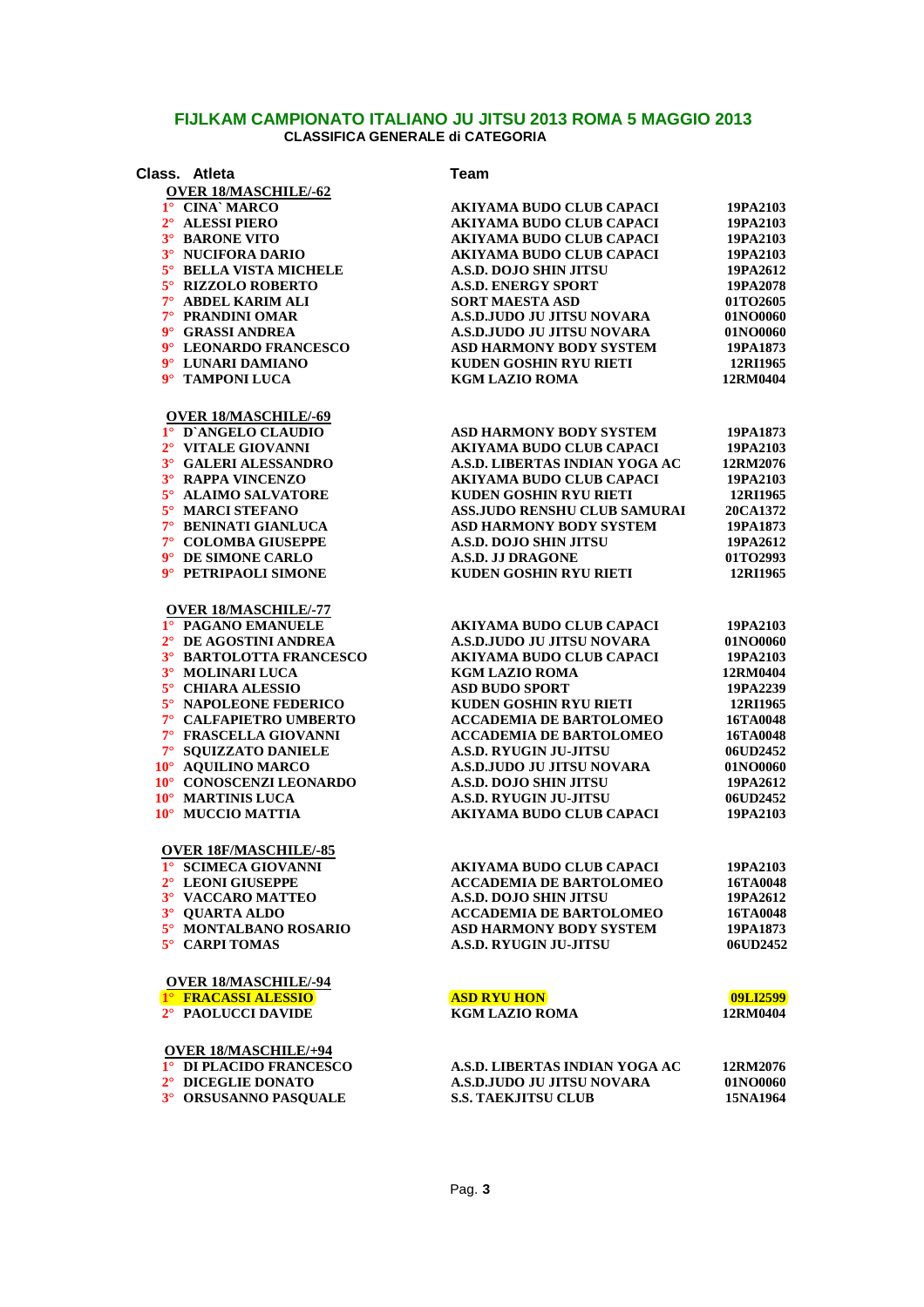## FIJLKAM CAMPIONATO ITALIANO JU JITSU 2013 ROMA 5 MAGGIO 2013

### CLASSIFICA GENERALE di CATEGORIA

| Class. | Atleta | Team | |
|---|---|---|---|
| | **OVER 18/MASCHILE/-62** | | |
| 1° | CINA` MARCO | AKIYAMA BUDO CLUB CAPACI | 19PA2103 |
| 2° | ALESSI PIERO | AKIYAMA BUDO CLUB CAPACI | 19PA2103 |
| 3° | BARONE VITO | AKIYAMA BUDO CLUB CAPACI | 19PA2103 |
| 3° | NUCIFORA DARIO | AKIYAMA BUDO CLUB CAPACI | 19PA2103 |
| 5° | BELLA VISTA MICHELE | A.S.D. DOJO SHIN JITSU | 19PA2612 |
| 5° | RIZZOLO ROBERTO | A.S.D. ENERGY SPORT | 19PA2078 |
| 7° | ABDEL KARIM ALI | SORT MAESTA ASD | 01TO2605 |
| 7° | PRANDINI OMAR | A.S.D.JUDO JU JITSU NOVARA | 01NO0060 |
| 9° | GRASSI ANDREA | A.S.D.JUDO JU JITSU NOVARA | 01NO0060 |
| 9° | LEONARDO FRANCESCO | ASD HARMONY BODY SYSTEM | 19PA1873 |
| 9° | LUNARI DAMIANO | KUDEN GOSHIN RYU RIETI | 12RI1965 |
| 9° | TAMPONI LUCA | KGM LAZIO ROMA | 12RM0404 |
| | **OVER 18/MASCHILE/-69** | | |
| 1° | D`ANGELO CLAUDIO | ASD HARMONY BODY SYSTEM | 19PA1873 |
| 2° | VITALE GIOVANNI | AKIYAMA BUDO CLUB CAPACI | 19PA2103 |
| 3° | GALERI ALESSANDRO | A.S.D. LIBERTAS INDIAN YOGA AC | 12RM2076 |
| 3° | RAPPA VINCENZO | AKIYAMA BUDO CLUB CAPACI | 19PA2103 |
| 5° | ALAIMO SALVATORE | KUDEN GOSHIN RYU RIETI | 12RI1965 |
| 5° | MARCI STEFANO | ASS.JUDO RENSHU CLUB SAMURAI | 20CA1372 |
| 7° | BENINATI GIANLUCA | ASD HARMONY BODY SYSTEM | 19PA1873 |
| 7° | COLOMBA GIUSEPPE | A.S.D. DOJO SHIN JITSU | 19PA2612 |
| 9° | DE SIMONE CARLO | A.S.D. JJ DRAGONE | 01TO2993 |
| 9° | PETRIPAOLI SIMONE | KUDEN GOSHIN RYU RIETI | 12RI1965 |
| | **OVER 18/MASCHILE/-77** | | |
| 1° | PAGANO EMANUELE | AKIYAMA BUDO CLUB CAPACI | 19PA2103 |
| 2° | DE AGOSTINI ANDREA | A.S.D.JUDO JU JITSU NOVARA | 01NO0060 |
| 3° | BARTOLOTTA FRANCESCO | AKIYAMA BUDO CLUB CAPACI | 19PA2103 |
| 3° | MOLINARI LUCA | KGM LAZIO ROMA | 12RM0404 |
| 5° | CHIARA ALESSIO | ASD BUDO SPORT | 19PA2239 |
| 5° | NAPOLEONE FEDERICO | KUDEN GOSHIN RYU RIETI | 12RI1965 |
| 7° | CALFAPIETRO UMBERTO | ACCADEMIA DE BARTOLOMEO | 16TA0048 |
| 7° | FRASCELLA GIOVANNI | ACCADEMIA DE BARTOLOMEO | 16TA0048 |
| 7° | SQUIZZATO DANIELE | A.S.D. RYUGIN JU-JITSU | 06UD2452 |
| 10° | AQUILINO MARCO | A.S.D.JUDO JU JITSU NOVARA | 01NO0060 |
| 10° | CONOSCENZI LEONARDO | A.S.D. DOJO SHIN JITSU | 19PA2612 |
| 10° | MARTINIS LUCA | A.S.D. RYUGIN JU-JITSU | 06UD2452 |
| 10° | MUCCIO MATTIA | AKIYAMA BUDO CLUB CAPACI | 19PA2103 |
| | **OVER 18F/MASCHILE/-85** | | |
| 1° | SCIMECA GIOVANNI | AKIYAMA BUDO CLUB CAPACI | 19PA2103 |
| 2° | LEONI GIUSEPPE | ACCADEMIA DE BARTOLOMEO | 16TA0048 |
| 3° | VACCARO MATTEO | A.S.D. DOJO SHIN JITSU | 19PA2612 |
| 3° | QUARTA ALDO | ACCADEMIA DE BARTOLOMEO | 16TA0048 |
| 5° | MONTALBANO ROSARIO | ASD HARMONY BODY SYSTEM | 19PA1873 |
| 5° | CARPI TOMAS | A.S.D. RYUGIN JU-JITSU | 06UD2452 |
| | **OVER 18/MASCHILE/-94** | | |
| 1° | FRACASSI ALESSIO | ASD RYU HON | 09LI2599 |
| 2° | PAOLUCCI DAVIDE | KGM LAZIO ROMA | 12RM0404 |
| | **OVER 18/MASCHILE/+94** | | |
| 1° | DI PLACIDO FRANCESCO | A.S.D. LIBERTAS INDIAN YOGA AC | 12RM2076 |
| 2° | DICEGLIE DONATO | A.S.D.JUDO JU JITSU NOVARA | 01NO0060 |
| 3° | ORSUSANNO PASQUALE | S.S. TAEKJITSU CLUB | 15NA1964 |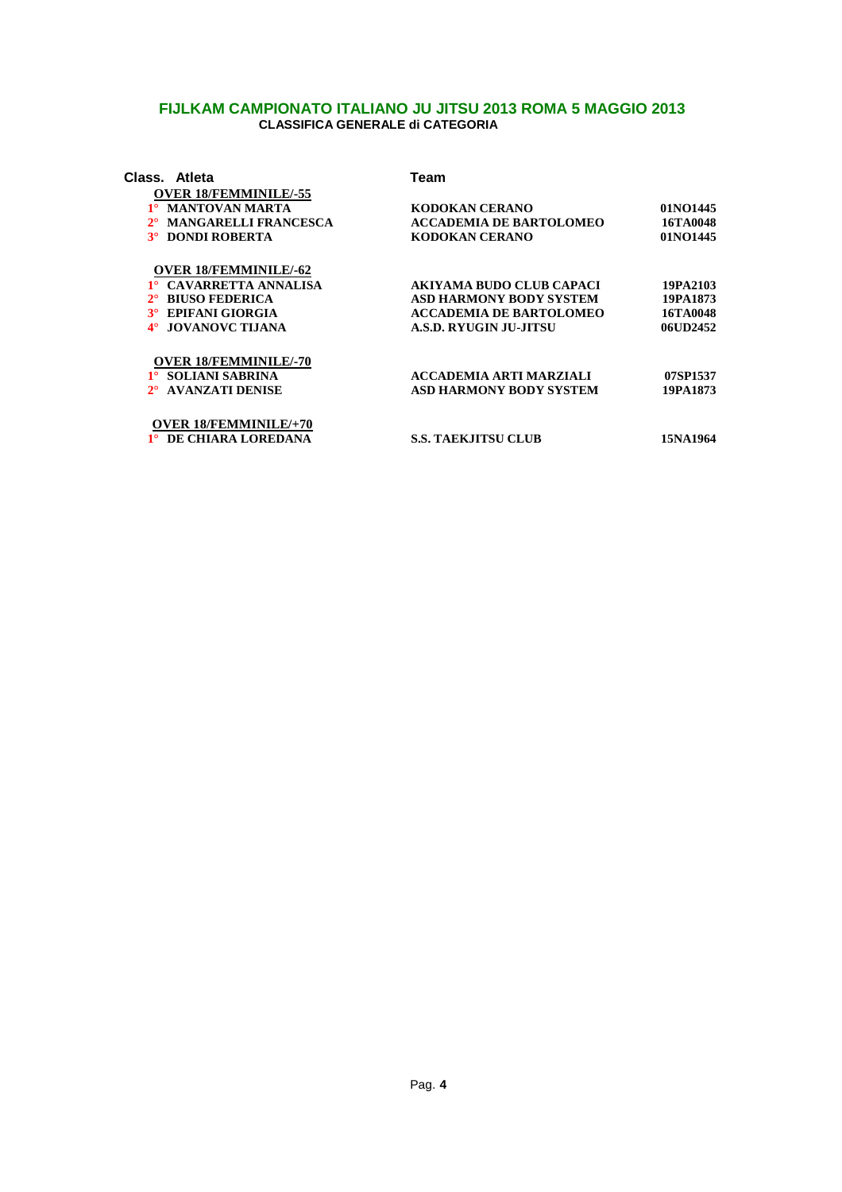# FIJLKAM CAMPIONATO ITALIANO JU JITSU 2013 ROMA 5 MAGGIO 2013

**CLASSIFICA GENERALE di CATEGORIA**

| Class. | Atleta | Team | |
|---|---|---|---|
| | **OVER 18/FEMMINILE/-55** | | |
| 1° | MANTOVAN MARTA | KODOKAN CERANO | 01NO1445 |
| 2° | MANGARELLI FRANCESCA | ACCADEMIA DE BARTOLOMEO | 16TA0048 |
| 3° | DONDI ROBERTA | KODOKAN CERANO | 01NO1445 |
| | **OVER 18/FEMMINILE/-62** | | |
| 1° | CAVARRETTA ANNALISA | AKIYAMA BUDO CLUB CAPACI | 19PA2103 |
| 2° | BIUSO FEDERICA | ASD HARMONY BODY SYSTEM | 19PA1873 |
| 3° | EPIFANI GIORGIA | ACCADEMIA DE BARTOLOMEO | 16TA0048 |
| 4° | JOVANOVC TIJANA | A.S.D. RYUGIN JU-JITSU | 06UD2452 |
| | **OVER 18/FEMMINILE/-70** | | |
| 1° | SOLIANI SABRINA | ACCADEMIA ARTI MARZIALI | 07SP1537 |
| 2° | AVANZATI DENISE | ASD HARMONY BODY SYSTEM | 19PA1873 |
| | **OVER 18/FEMMINILE/+70** | | |
| 1° | DE CHIARA LOREDANA | S.S. TAEKJITSU CLUB | 15NA1964 |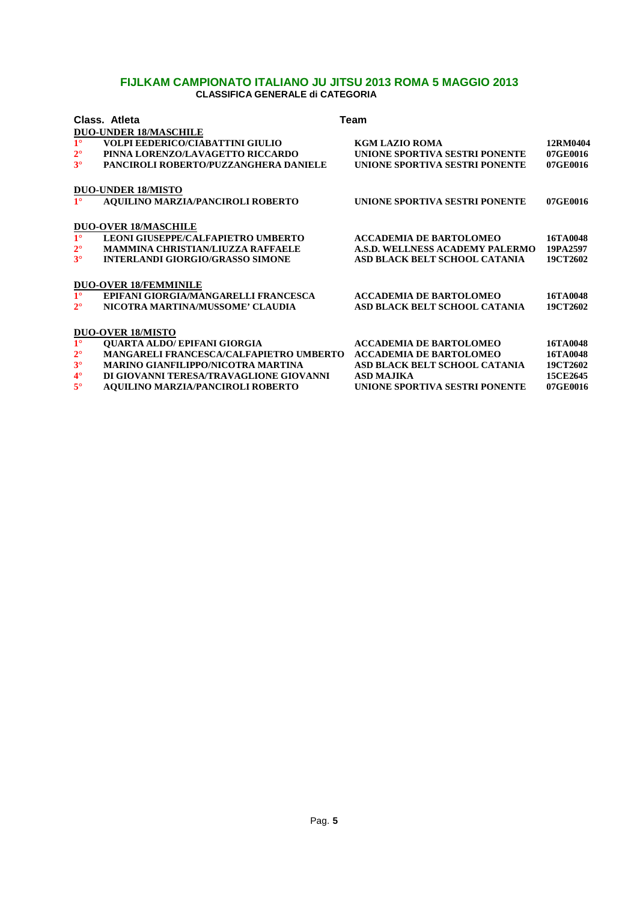## FIJLKAM CAMPIONATO ITALIANO JU JITSU 2013 ROMA 5 MAGGIO 2013

**CLASSIFICA GENERALE di CATEGORIA**

| Class. | Atleta | Team | |
|---|---|---|---|
| | **DUO-UNDER 18/MASCHILE** | | |
| 1° | VOLPI EEDERICO/CIABATTINI GIULIO | KGM LAZIO ROMA | 12RM0404 |
| 2° | PINNA LORENZO/LAVAGETTO RICCARDO | UNIONE SPORTIVA SESTRI PONENTE | 07GE0016 |
| 3° | PANCIROLI ROBERTO/PUZZANGHERA DANIELE | UNIONE SPORTIVA SESTRI PONENTE | 07GE0016 |
| | **DUO-UNDER 18/MISTO** | | |
| 1° | AQUILINO MARZIA/PANCIROLI ROBERTO | UNIONE SPORTIVA SESTRI PONENTE | 07GE0016 |
| | **DUO-OVER 18/MASCHILE** | | |
| 1° | LEONI GIUSEPPE/CALFAPIETRO UMBERTO | ACCADEMIA DE BARTOLOMEO | 16TA0048 |
| 2° | MAMMINA CHRISTIAN/LIUZZA RAFFAELE | A.S.D. WELLNESS ACADEMY PALERMO | 19PA2597 |
| 3° | INTERLANDI GIORGIO/GRASSO SIMONE | ASD BLACK BELT SCHOOL CATANIA | 19CT2602 |
| | **DUO-OVER 18/FEMMINILE** | | |
| 1° | EPIFANI GIORGIA/MANGARELLI FRANCESCA | ACCADEMIA DE BARTOLOMEO | 16TA0048 |
| 2° | NICOTRA MARTINA/MUSSOME' CLAUDIA | ASD BLACK BELT SCHOOL CATANIA | 19CT2602 |
| | **DUO-OVER 18/MISTO** | | |
| 1° | QUARTA ALDO/ EPIFANI GIORGIA | ACCADEMIA DE BARTOLOMEO | 16TA0048 |
| 2° | MANGARELI FRANCESCA/CALFAPIETRO UMBERTO | ACCADEMIA DE BARTOLOMEO | 16TA0048 |
| 3° | MARINO GIANFILIPPO/NICOTRA MARTINA | ASD BLACK BELT SCHOOL CATANIA | 19CT2602 |
| 4° | DI GIOVANNI TERESA/TRAVAGLIONE GIOVANNI | ASD MAJIKA | 15CE2645 |
| 5° | AQUILINO MARZIA/PANCIROLI ROBERTO | UNIONE SPORTIVA SESTRI PONENTE | 07GE0016 |